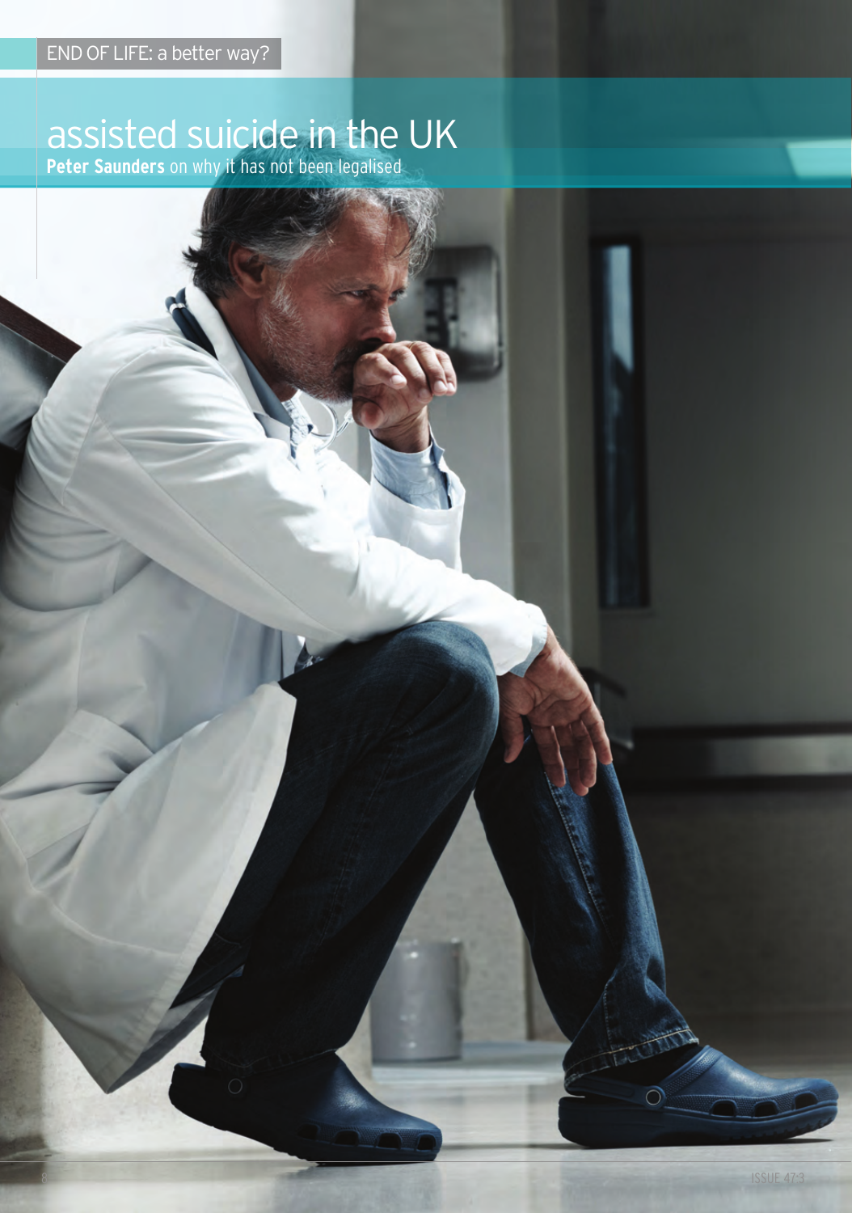END OF LIFE: a better way?

# assisted suicide in the UK

**Peter Saunders** on why it has not been legalised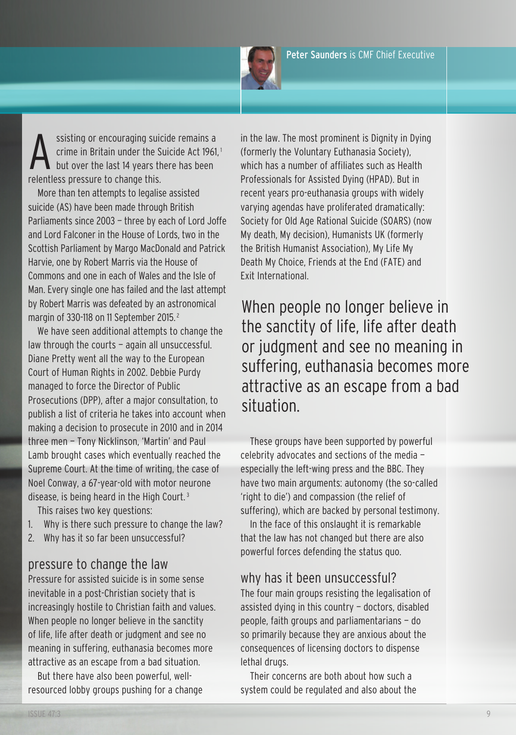Peter Saunders is CMF Chief Executive

Assisting or encouraging suicide remains a crime in Britain under the Suicide Act 1961,[1] but over the last 14 years there has been relentless pressure to change this.

More than ten attempts to legalise assisted suicide (AS) have been made through British Parliaments since 2003 – three by each of Lord Joffe and Lord Falconer in the House of Lords, two in the Scottish Parliament by Margo MacDonald and Patrick Harvie, one by Robert Marris via the House of Commons and one in each of Wales and the Isle of Man. Every single one has failed and the last attempt by Robert Marris was defeated by an astronomical margin of 330-118 on 11 September 2015.[2]

We have seen additional attempts to change the law through the courts – again all unsuccessful. Diane Pretty went all the way to the European Court of Human Rights in 2002. Debbie Purdy managed to force the Director of Public Prosecutions (DPP), after a major consultation, to publish a list of criteria he takes into account when making a decision to prosecute in 2010 and in 2014 three men – Tony Nicklinson, 'Martin' and Paul Lamb brought cases which eventually reached the Supreme Court. At the time of writing, the case of Noel Conway, a 67-year-old with motor neurone disease, is being heard in the High Court.[3]

This raises two key questions:

1. Why is there such pressure to change the law?
2. Why has it so far been unsuccessful?

## pressure to change the law

Pressure for assisted suicide is in some sense inevitable in a post-Christian society that is increasingly hostile to Christian faith and values. When people no longer believe in the sanctity of life, life after death or judgment and see no meaning in suffering, euthanasia becomes more attractive as an escape from a bad situation.

But there have also been powerful, well-resourced lobby groups pushing for a change in the law. The most prominent is Dignity in Dying (formerly the Voluntary Euthanasia Society), which has a number of affiliates such as Health Professionals for Assisted Dying (HPAD). But in recent years pro-euthanasia groups with widely varying agendas have proliferated dramatically: Society for Old Age Rational Suicide (SOARS) (now My death, My decision), Humanists UK (formerly the British Humanist Association), My Life My Death My Choice, Friends at the End (FATE) and Exit International.

> When people no longer believe in the sanctity of life, life after death or judgment and see no meaning in suffering, euthanasia becomes more attractive as an escape from a bad situation.

These groups have been supported by powerful celebrity advocates and sections of the media – especially the left-wing press and the BBC. They have two main arguments: autonomy (the so-called 'right to die') and compassion (the relief of suffering), which are backed by personal testimony.

In the face of this onslaught it is remarkable that the law has not changed but there are also powerful forces defending the status quo.

## why has it been unsuccessful?

The four main groups resisting the legalisation of assisted dying in this country – doctors, disabled people, faith groups and parliamentarians – do so primarily because they are anxious about the consequences of licensing doctors to dispense lethal drugs.

Their concerns are both about how such a system could be regulated and also about the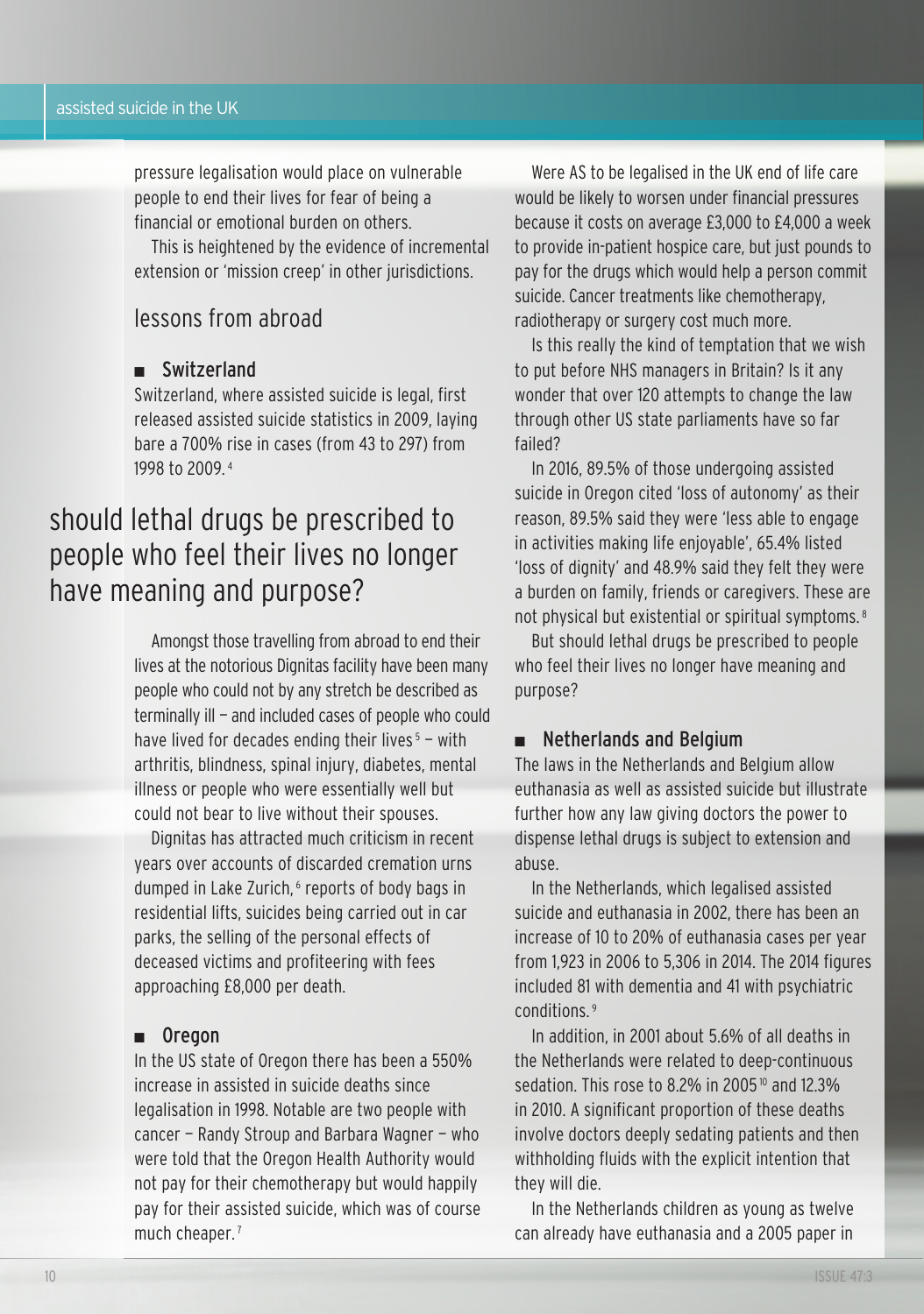pressure legalisation would place on vulnerable people to end their lives for fear of being a financial or emotional burden on others.

This is heightened by the evidence of incremental extension or 'mission creep' in other jurisdictions.

## lessons from abroad

### ■ Switzerland

Switzerland, where assisted suicide is legal, first released assisted suicide statistics in 2009, laying bare a 700% rise in cases (from 43 to 297) from 1998 to 2009.[4]

> should lethal drugs be prescribed to people who feel their lives no longer have meaning and purpose?

Amongst those travelling from abroad to end their lives at the notorious Dignitas facility have been many people who could not by any stretch be described as terminally ill – and included cases of people who could have lived for decades ending their lives[5] – with arthritis, blindness, spinal injury, diabetes, mental illness or people who were essentially well but could not bear to live without their spouses.

Dignitas has attracted much criticism in recent years over accounts of discarded cremation urns dumped in Lake Zurich,[6] reports of body bags in residential lifts, suicides being carried out in car parks, the selling of the personal effects of deceased victims and profiteering with fees approaching £8,000 per death.

### ■ Oregon

In the US state of Oregon there has been a 550% increase in assisted in suicide deaths since legalisation in 1998. Notable are two people with cancer – Randy Stroup and Barbara Wagner – who were told that the Oregon Health Authority would not pay for their chemotherapy but would happily pay for their assisted suicide, which was of course much cheaper.[7]

Were AS to be legalised in the UK end of life care would be likely to worsen under financial pressures because it costs on average £3,000 to £4,000 a week to provide in-patient hospice care, but just pounds to pay for the drugs which would help a person commit suicide. Cancer treatments like chemotherapy, radiotherapy or surgery cost much more.

Is this really the kind of temptation that we wish to put before NHS managers in Britain? Is it any wonder that over 120 attempts to change the law through other US state parliaments have so far failed?

In 2016, 89.5% of those undergoing assisted suicide in Oregon cited 'loss of autonomy' as their reason, 89.5% said they were 'less able to engage in activities making life enjoyable', 65.4% listed 'loss of dignity' and 48.9% said they felt they were a burden on family, friends or caregivers. These are not physical but existential or spiritual symptoms.[8]

But should lethal drugs be prescribed to people who feel their lives no longer have meaning and purpose?

### ■ Netherlands and Belgium

The laws in the Netherlands and Belgium allow euthanasia as well as assisted suicide but illustrate further how any law giving doctors the power to dispense lethal drugs is subject to extension and abuse.

In the Netherlands, which legalised assisted suicide and euthanasia in 2002, there has been an increase of 10 to 20% of euthanasia cases per year from 1,923 in 2006 to 5,306 in 2014. The 2014 figures included 81 with dementia and 41 with psychiatric conditions.[9]

In addition, in 2001 about 5.6% of all deaths in the Netherlands were related to deep-continuous sedation. This rose to 8.2% in 2005[10] and 12.3% in 2010. A significant proportion of these deaths involve doctors deeply sedating patients and then withholding fluids with the explicit intention that they will die.

In the Netherlands children as young as twelve can already have euthanasia and a 2005 paper in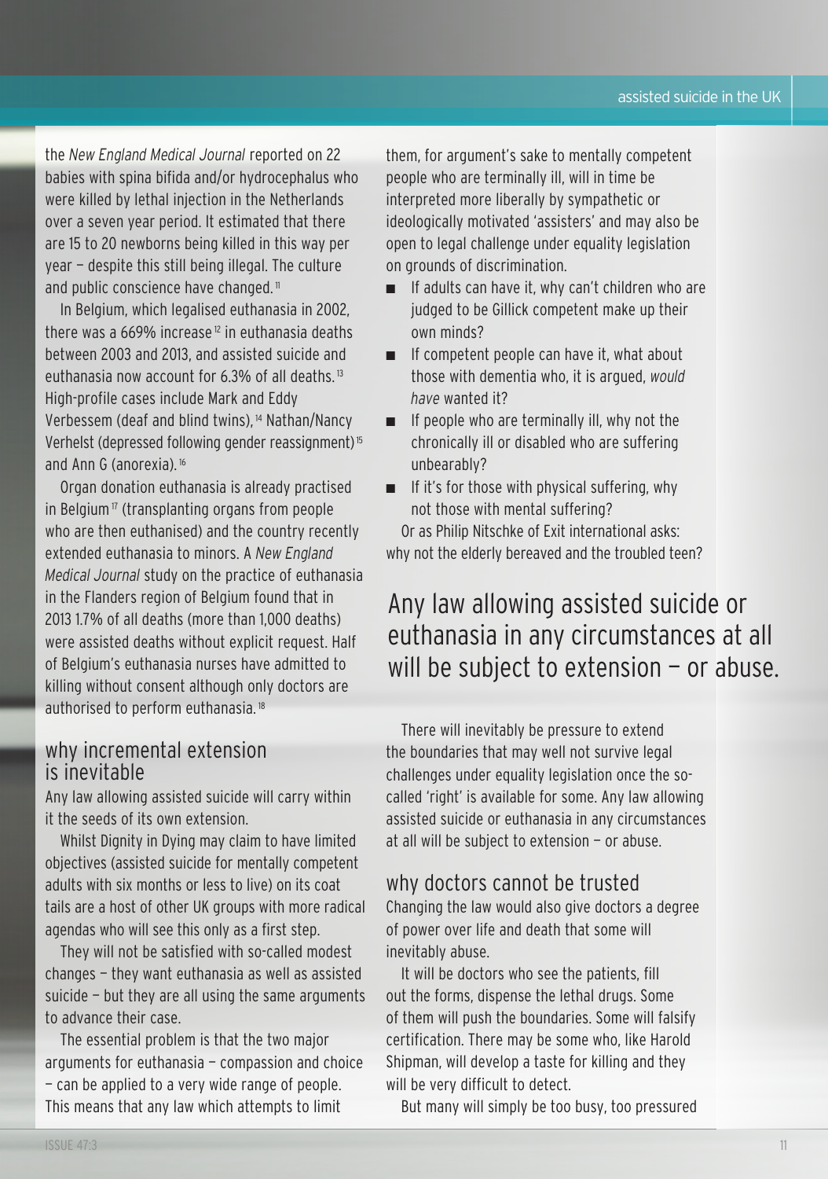the *New England Medical Journal* reported on 22 babies with spina bifida and/or hydrocephalus who were killed by lethal injection in the Netherlands over a seven year period. It estimated that there are 15 to 20 newborns being killed in this way per year – despite this still being illegal. The culture and public conscience have changed.[11]

In Belgium, which legalised euthanasia in 2002, there was a 669% increase[12] in euthanasia deaths between 2003 and 2013, and assisted suicide and euthanasia now account for 6.3% of all deaths.[13] High-profile cases include Mark and Eddy Verbessem (deaf and blind twins),[14] Nathan/Nancy Verhelst (depressed following gender reassignment)[15] and Ann G (anorexia).[16]

Organ donation euthanasia is already practised in Belgium[17] (transplanting organs from people who are then euthanised) and the country recently extended euthanasia to minors. A *New England Medical Journal* study on the practice of euthanasia in the Flanders region of Belgium found that in 2013 1.7% of all deaths (more than 1,000 deaths) were assisted deaths without explicit request. Half of Belgium's euthanasia nurses have admitted to killing without consent although only doctors are authorised to perform euthanasia.[18]

## why incremental extension is inevitable

Any law allowing assisted suicide will carry within it the seeds of its own extension.

Whilst Dignity in Dying may claim to have limited objectives (assisted suicide for mentally competent adults with six months or less to live) on its coat tails are a host of other UK groups with more radical agendas who will see this only as a first step.

They will not be satisfied with so-called modest changes – they want euthanasia as well as assisted suicide – but they are all using the same arguments to advance their case.

The essential problem is that the two major arguments for euthanasia – compassion and choice – can be applied to a very wide range of people. This means that any law which attempts to limit them, for argument's sake to mentally competent people who are terminally ill, will in time be interpreted more liberally by sympathetic or ideologically motivated 'assisters' and may also be open to legal challenge under equality legislation on grounds of discrimination.

- If adults can have it, why can't children who are judged to be Gillick competent make up their own minds?
- If competent people can have it, what about those with dementia who, it is argued, *would have* wanted it?
- If people who are terminally ill, why not the chronically ill or disabled who are suffering unbearably?
- If it's for those with physical suffering, why not those with mental suffering?

Or as Philip Nitschke of Exit international asks: why not the elderly bereaved and the troubled teen?

> Any law allowing assisted suicide or euthanasia in any circumstances at all will be subject to extension – or abuse.

There will inevitably be pressure to extend the boundaries that may well not survive legal challenges under equality legislation once the so-called 'right' is available for some. Any law allowing assisted suicide or euthanasia in any circumstances at all will be subject to extension – or abuse.

## why doctors cannot be trusted

Changing the law would also give doctors a degree of power over life and death that some will inevitably abuse.

It will be doctors who see the patients, fill out the forms, dispense the lethal drugs. Some of them will push the boundaries. Some will falsify certification. There may be some who, like Harold Shipman, will develop a taste for killing and they will be very difficult to detect.

But many will simply be too busy, too pressured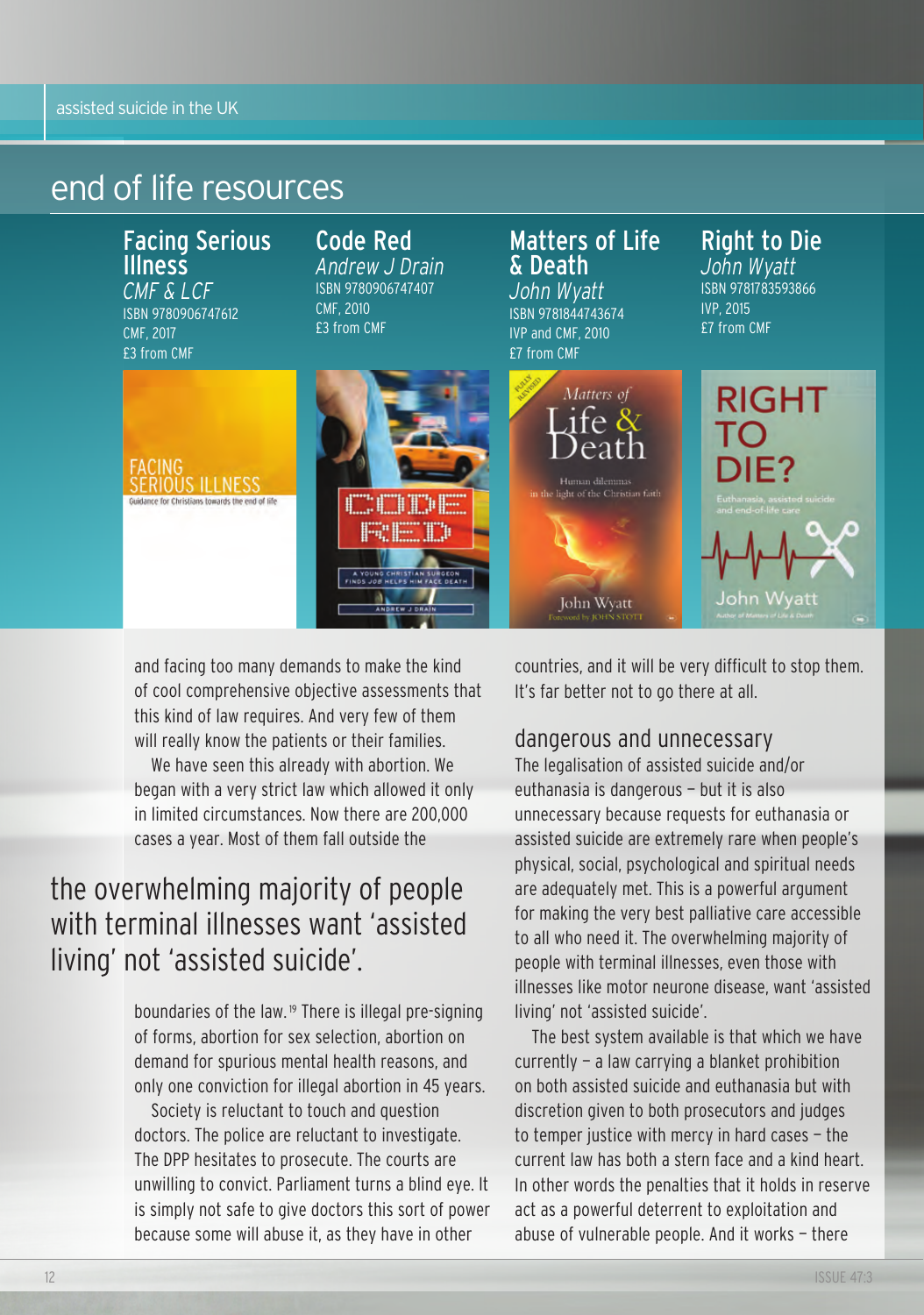## end of life resources

**Facing Serious Illness**
*CMF & LCF*
ISBN 9780906747612
CMF, 2017
£3 from CMF

**Code Red**
*Andrew J Drain*
ISBN 9780906747407
CMF, 2010
£3 from CMF

**Matters of Life & Death**
*John Wyatt*
ISBN 9781844743674
IVP and CMF, 2010
£7 from CMF

**Right to Die**
*John Wyatt*
ISBN 9781783593866
IVP, 2015
£7 from CMF

and facing too many demands to make the kind of cool comprehensive objective assessments that this kind of law requires. And very few of them will really know the patients or their families.

We have seen this already with abortion. We began with a very strict law which allowed it only in limited circumstances. Now there are 200,000 cases a year. Most of them fall outside the boundaries of the law.[19] There is illegal pre-signing of forms, abortion for sex selection, abortion on demand for spurious mental health reasons, and only one conviction for illegal abortion in 45 years.

> the overwhelming majority of people with terminal illnesses want 'assisted living' not 'assisted suicide'.

Society is reluctant to touch and question doctors. The police are reluctant to investigate. The DPP hesitates to prosecute. The courts are unwilling to convict. Parliament turns a blind eye. It is simply not safe to give doctors this sort of power because some will abuse it, as they have in other countries, and it will be very difficult to stop them. It's far better not to go there at all.

### dangerous and unnecessary

The legalisation of assisted suicide and/or euthanasia is dangerous – but it is also unnecessary because requests for euthanasia or assisted suicide are extremely rare when people's physical, social, psychological and spiritual needs are adequately met. This is a powerful argument for making the very best palliative care accessible to all who need it. The overwhelming majority of people with terminal illnesses, even those with illnesses like motor neurone disease, want 'assisted living' not 'assisted suicide'.

The best system available is that which we have currently – a law carrying a blanket prohibition on both assisted suicide and euthanasia but with discretion given to both prosecutors and judges to temper justice with mercy in hard cases – the current law has both a stern face and a kind heart. In other words the penalties that it holds in reserve act as a powerful deterrent to exploitation and abuse of vulnerable people. And it works – there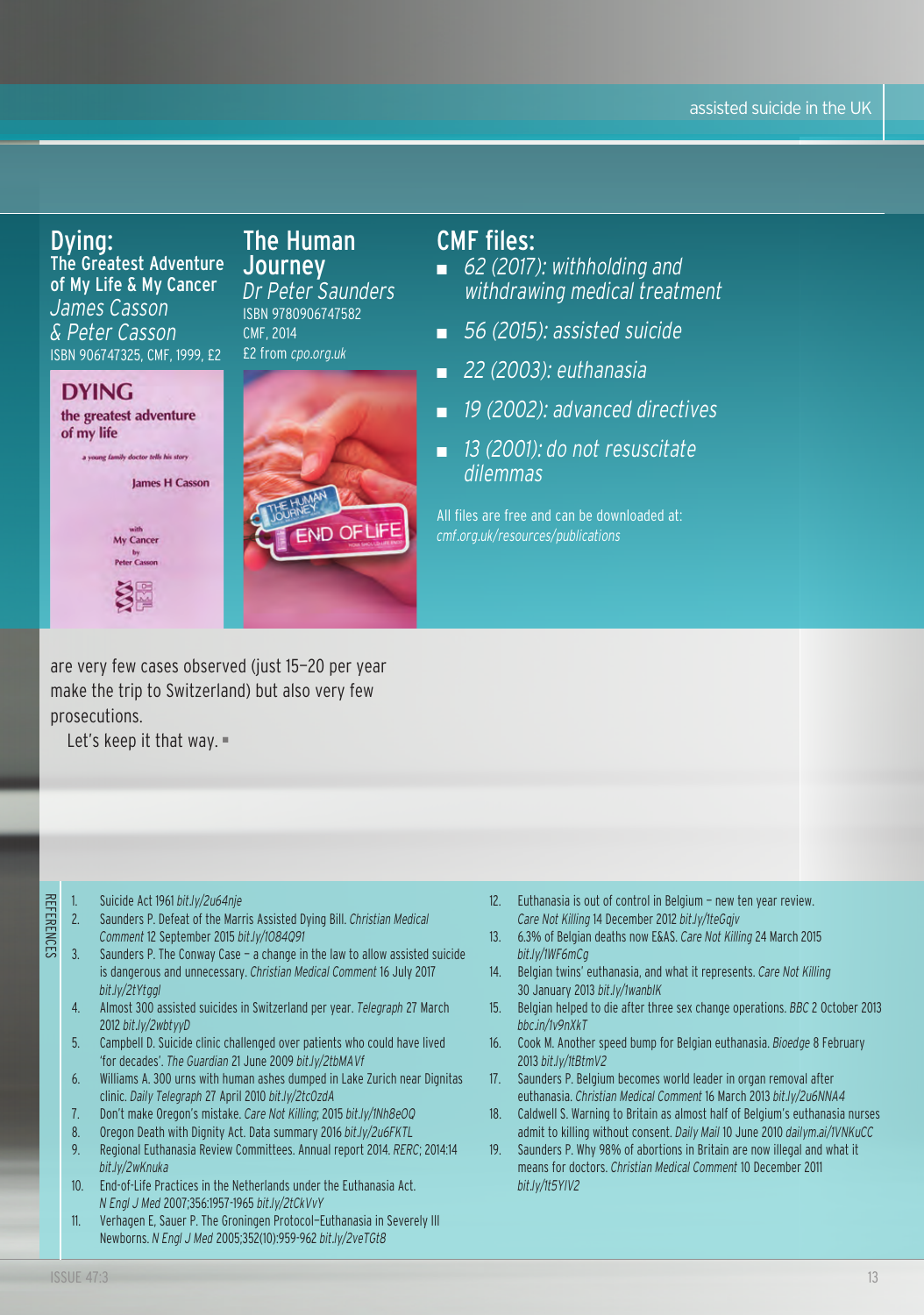## Dying:

The Greatest Adventure of My Life & My Cancer

*James Casson & Peter Casson*

ISBN 906747325, CMF, 1999, £2

## The Human Journey

*Dr Peter Saunders*

ISBN 9780906747582

CMF, 2014

£2 from *cpo.org.uk*

## CMF files:

- *62 (2017): withholding and withdrawing medical treatment*
- *56 (2015): assisted suicide*
- *22 (2003): euthanasia*
- *19 (2002): advanced directives*
- *13 (2001): do not resuscitate dilemmas*

All files are free and can be downloaded at: *cmf.org.uk/resources/publications*

are very few cases observed (just 15–20 per year make the trip to Switzerland) but also very few prosecutions.

Let's keep it that way. ▪

REFERENCES

1. Suicide Act 1961 *bit.ly/2u64nje*
2. Saunders P. Defeat of the Marris Assisted Dying Bill. *Christian Medical Comment* 12 September 2015 *bit.ly/1O84Q91*
3. Saunders P. The Conway Case – a change in the law to allow assisted suicide is dangerous and unnecessary. *Christian Medical Comment* 16 July 2017 *bit.ly/2tYtggl*
4. Almost 300 assisted suicides in Switzerland per year. *Telegraph* 27 March 2012 *bit.ly/2wbtyyD*
5. Campbell D. Suicide clinic challenged over patients who could have lived 'for decades'. *The Guardian* 21 June 2009 *bit.ly/2tbMAVf*
6. Williams A. 300 urns with human ashes dumped in Lake Zurich near Dignitas clinic. *Daily Telegraph* 27 April 2010 *bit.ly/2tcOzdA*
7. Don't make Oregon's mistake. *Care Not Killing*; 2015 *bit.ly/1Nh8eOQ*
8. Oregon Death with Dignity Act. Data summary 2016 *bit.ly/2u6FKTL*
9. Regional Euthanasia Review Committees. Annual report 2014. *RERC*; 2014:14 *bit.ly/2wKnuka*
10. End-of-Life Practices in the Netherlands under the Euthanasia Act. *N Engl J Med* 2007;356:1957-1965 *bit.ly/2tCkVvY*
11. Verhagen E, Sauer P. The Groningen Protocol–Euthanasia in Severely Ill Newborns. *N Engl J Med* 2005;352(10):959-962 *bit.ly/2veTGt8*
12. Euthanasia is out of control in Belgium – new ten year review. *Care Not Killing* 14 December 2012 *bit.ly/1teGqjv*
13. 6.3% of Belgian deaths now E&AS. *Care Not Killing* 24 March 2015 *bit.ly/1WF6mCg*
14. Belgian twins' euthanasia, and what it represents. *Care Not Killing* 30 January 2013 *bit.ly/1wanblK*
15. Belgian helped to die after three sex change operations. *BBC* 2 October 2013 *bbc.in/1v9nXkT*
16. Cook M. Another speed bump for Belgian euthanasia. *Bioedge* 8 February 2013 *bit.ly/1tBtmV2*
17. Saunders P. Belgium becomes world leader in organ removal after euthanasia. *Christian Medical Comment* 16 March 2013 *bit.ly/2u6NNA4*
18. Caldwell S. Warning to Britain as almost half of Belgium's euthanasia nurses admit to killing without consent. *Daily Mail* 10 June 2010 *dailym.ai/1VNKuCC*
19. Saunders P. Why 98% of abortions in Britain are now illegal and what it means for doctors. *Christian Medical Comment* 10 December 2011 *bit.ly/1t5YIV2*